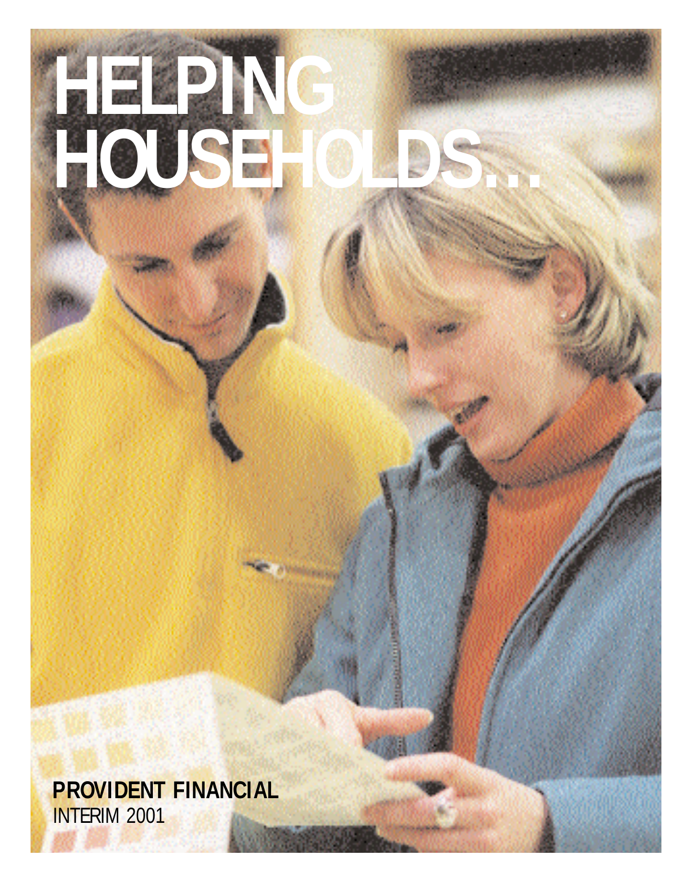# HELPING HOUSEHOLDS...

**PROVIDENT FINANCIAL**

INTERIM 2001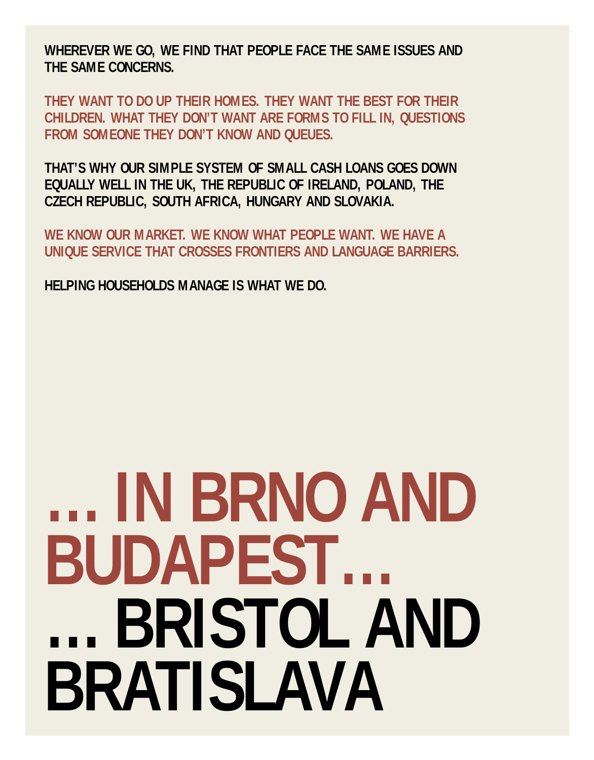WHEREVER WE GO, WE FIND THAT PEOPLE FACE THE SAME ISSUES AND THE SAME CONCERNS.

THEY WANT TO DO UP THEIR HOMES. THEY WANT THE BEST FOR THEIR CHILDREN. WHAT THEY DON'T WANT ARE FORMS TO FILL IN, QUESTIONS FROM SOMEONE THEY DON'T KNOW AND QUEUES.

THAT'S WHY OUR SIMPLE SYSTEM OF SMALL CASH LOANS GOES DOWN EQUALLY WELL IN THE UK, THE REPUBLIC OF IRELAND, POLAND, THE CZECH REPUBLIC, SOUTH AFRICA, HUNGARY AND SLOVAKIA.

WE KNOW OUR MARKET. WE KNOW WHAT PEOPLE WANT. WE HAVE A UNIQUE SERVICE THAT CROSSES FRONTIERS AND LANGUAGE BARRIERS.

HELPING HOUSEHOLDS MANAGE IS WHAT WE DO.

# ... IN BRNO AND BUDAPEST... ... BRISTOL AND BRATISLAVA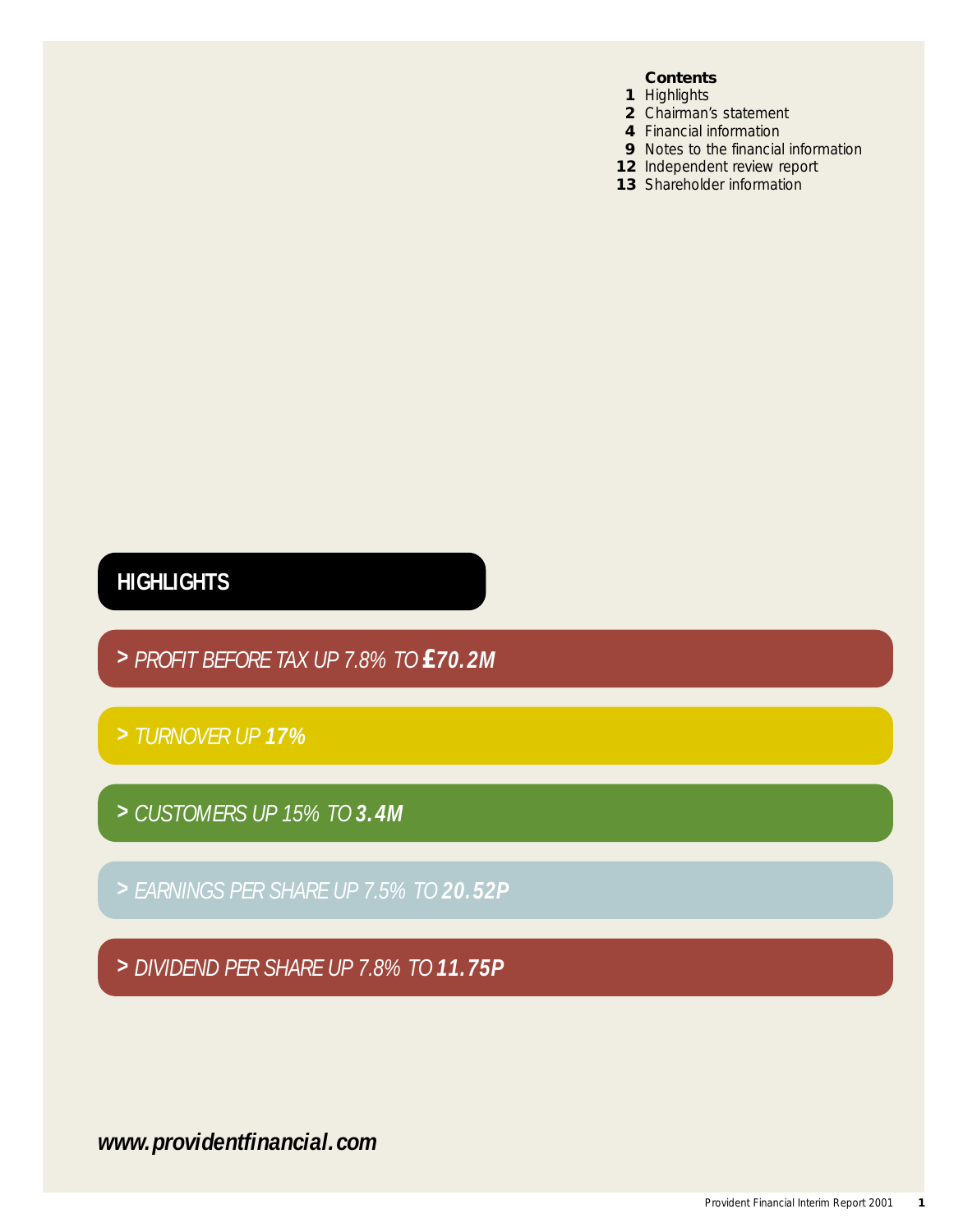**Contents**

1 Highlights
2 Chairman's statement
4 Financial information
9 Notes to the financial information
12 Independent review report
13 Shareholder information

## HIGHLIGHTS

> *PROFIT BEFORE TAX UP 7.8% TO* ***£70.2M***

> *TURNOVER UP* ***17%***

> *CUSTOMERS UP 15% TO* ***3.4M***

> *EARNINGS PER SHARE UP 7.5% TO* ***20.52P***

> *DIVIDEND PER SHARE UP 7.8% TO* ***11.75P***

***www.providentfinancial.com***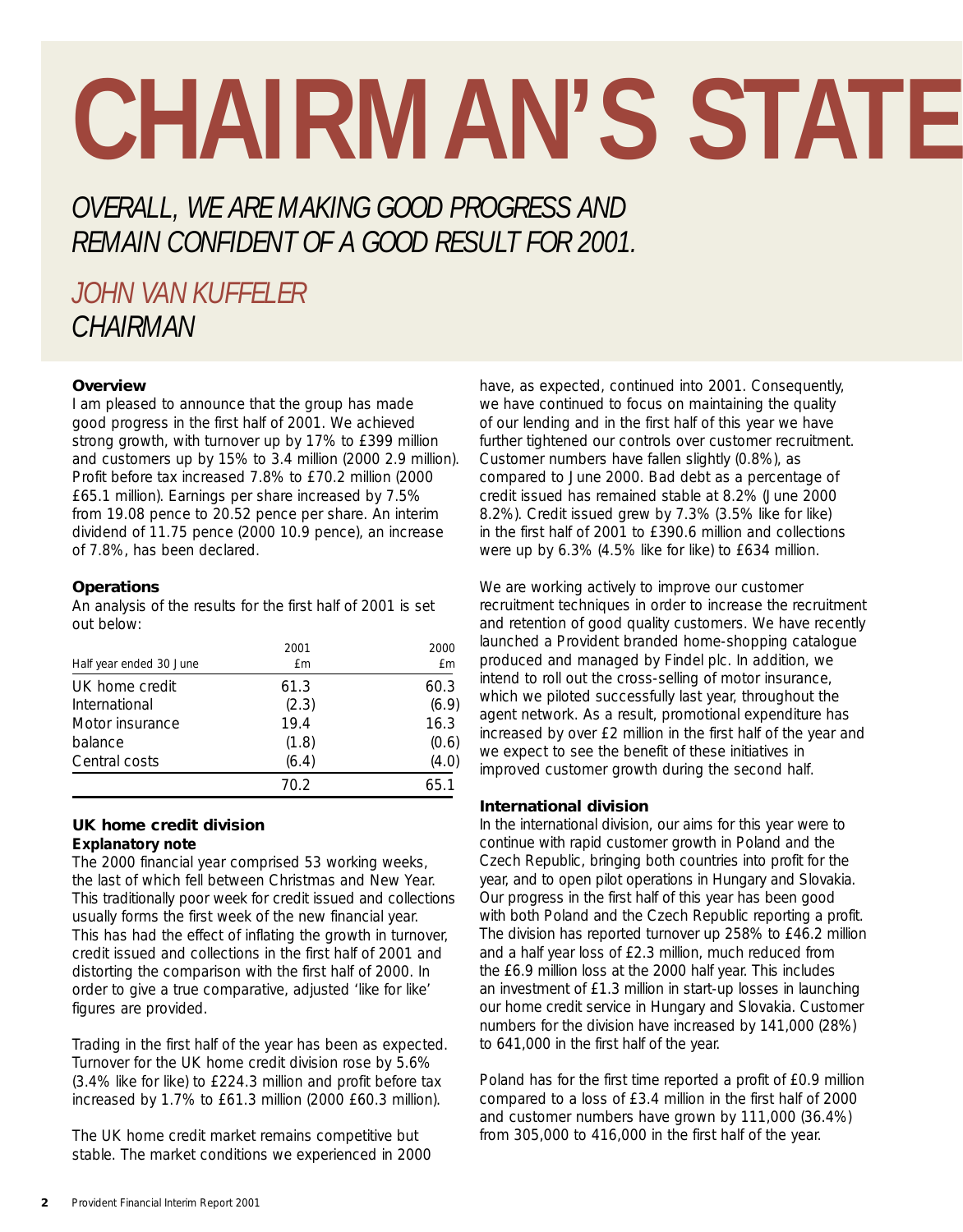# CHAIRMAN'S STATE

*OVERALL, WE ARE MAKING GOOD PROGRESS AND REMAIN CONFIDENT OF A GOOD RESULT FOR 2001.*

*JOHN VAN KUFFELER*
*CHAIRMAN*

**Overview**

I am pleased to announce that the group has made good progress in the first half of 2001. We achieved strong growth, with turnover up by 17% to £399 million and customers up by 15% to 3.4 million (2000 2.9 million). Profit before tax increased 7.8% to £70.2 million (2000 £65.1 million). Earnings per share increased by 7.5% from 19.08 pence to 20.52 pence per share. An interim dividend of 11.75 pence (2000 10.9 pence), an increase of 7.8%, has been declared.

**Operations**

An analysis of the results for the first half of 2001 is set out below:

| Half year ended 30 June | 2001 £m | 2000 £m |
|---|---|---|
| UK home credit | 61.3 | 60.3 |
| International | (2.3) | (6.9) |
| Motor insurance | 19.4 | 16.3 |
| balance | (1.8) | (0.6) |
| Central costs | (6.4) | (4.0) |
| | 70.2 | 65.1 |

**UK home credit division**

**Explanatory note**

The 2000 financial year comprised 53 working weeks, the last of which fell between Christmas and New Year. This traditionally poor week for credit issued and collections usually forms the first week of the new financial year. This has had the effect of inflating the growth in turnover, credit issued and collections in the first half of 2001 and distorting the comparison with the first half of 2000. In order to give a true comparative, adjusted 'like for like' figures are provided.

Trading in the first half of the year has been as expected. Turnover for the UK home credit division rose by 5.6% (3.4% like for like) to £224.3 million and profit before tax increased by 1.7% to £61.3 million (2000 £60.3 million).

The UK home credit market remains competitive but stable. The market conditions we experienced in 2000 have, as expected, continued into 2001. Consequently, we have continued to focus on maintaining the quality of our lending and in the first half of this year we have further tightened our controls over customer recruitment. Customer numbers have fallen slightly (0.8%), as compared to June 2000. Bad debt as a percentage of credit issued has remained stable at 8.2% (June 2000 8.2%). Credit issued grew by 7.3% (3.5% like for like) in the first half of 2001 to £390.6 million and collections were up by 6.3% (4.5% like for like) to £634 million.

We are working actively to improve our customer recruitment techniques in order to increase the recruitment and retention of good quality customers. We have recently launched a Provident branded home-shopping catalogue produced and managed by Findel plc. In addition, we intend to roll out the cross-selling of motor insurance, which we piloted successfully last year, throughout the agent network. As a result, promotional expenditure has increased by over £2 million in the first half of the year and we expect to see the benefit of these initiatives in improved customer growth during the second half.

**International division**

In the international division, our aims for this year were to continue with rapid customer growth in Poland and the Czech Republic, bringing both countries into profit for the year, and to open pilot operations in Hungary and Slovakia. Our progress in the first half of this year has been good with both Poland and the Czech Republic reporting a profit. The division has reported turnover up 258% to £46.2 million and a half year loss of £2.3 million, much reduced from the £6.9 million loss at the 2000 half year. This includes an investment of £1.3 million in start-up losses in launching our home credit service in Hungary and Slovakia. Customer numbers for the division have increased by 141,000 (28%) to 641,000 in the first half of the year.

Poland has for the first time reported a profit of £0.9 million compared to a loss of £3.4 million in the first half of 2000 and customer numbers have grown by 111,000 (36.4%) from 305,000 to 416,000 in the first half of the year.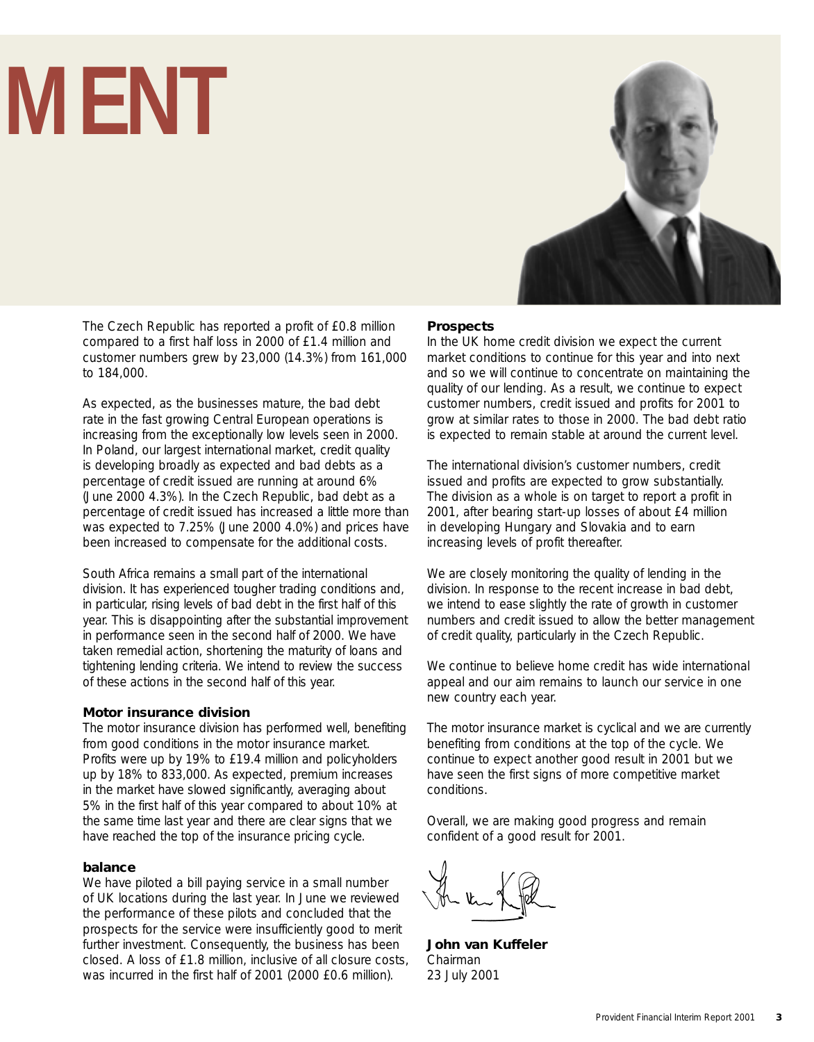# MENT

The Czech Republic has reported a profit of £0.8 million compared to a first half loss in 2000 of £1.4 million and customer numbers grew by 23,000 (14.3%) from 161,000 to 184,000.

As expected, as the businesses mature, the bad debt rate in the fast growing Central European operations is increasing from the exceptionally low levels seen in 2000. In Poland, our largest international market, credit quality is developing broadly as expected and bad debts as a percentage of credit issued are running at around 6% (June 2000 4.3%). In the Czech Republic, bad debt as a percentage of credit issued has increased a little more than was expected to 7.25% (June 2000 4.0%) and prices have been increased to compensate for the additional costs.

South Africa remains a small part of the international division. It has experienced tougher trading conditions and, in particular, rising levels of bad debt in the first half of this year. This is disappointing after the substantial improvement in performance seen in the second half of 2000. We have taken remedial action, shortening the maturity of loans and tightening lending criteria. We intend to review the success of these actions in the second half of this year.

**Motor insurance division**

The motor insurance division has performed well, benefiting from good conditions in the motor insurance market. Profits were up by 19% to £19.4 million and policyholders up by 18% to 833,000. As expected, premium increases in the market have slowed significantly, averaging about 5% in the first half of this year compared to about 10% at the same time last year and there are clear signs that we have reached the top of the insurance pricing cycle.

**balance**

We have piloted a bill paying service in a small number of UK locations during the last year. In June we reviewed the performance of these pilots and concluded that the prospects for the service were insufficiently good to merit further investment. Consequently, the business has been closed. A loss of £1.8 million, inclusive of all closure costs, was incurred in the first half of 2001 (2000 £0.6 million).

**Prospects**

In the UK home credit division we expect the current market conditions to continue for this year and into next and so we will continue to concentrate on maintaining the quality of our lending. As a result, we continue to expect customer numbers, credit issued and profits for 2001 to grow at similar rates to those in 2000. The bad debt ratio is expected to remain stable at around the current level.

The international division's customer numbers, credit issued and profits are expected to grow substantially. The division as a whole is on target to report a profit in 2001, after bearing start-up losses of about £4 million in developing Hungary and Slovakia and to earn increasing levels of profit thereafter.

We are closely monitoring the quality of lending in the division. In response to the recent increase in bad debt, we intend to ease slightly the rate of growth in customer numbers and credit issued to allow the better management of credit quality, particularly in the Czech Republic.

We continue to believe home credit has wide international appeal and our aim remains to launch our service in one new country each year.

The motor insurance market is cyclical and we are currently benefiting from conditions at the top of the cycle. We continue to expect another good result in 2001 but we have seen the first signs of more competitive market conditions.

Overall, we are making good progress and remain confident of a good result for 2001.

**John van Kuffeler**
Chairman
23 July 2001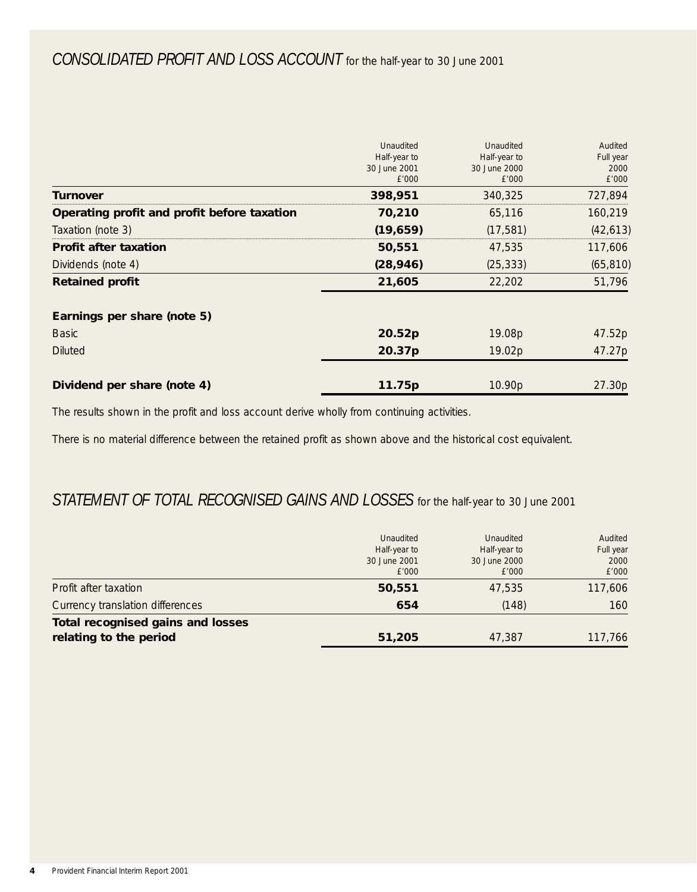## *CONSOLIDATED PROFIT AND LOSS ACCOUNT* for the half-year to 30 June 2001

| | Unaudited Half-year to 30 June 2001 £'000 | Unaudited Half-year to 30 June 2000 £'000 | Audited Full year 2000 £'000 |
|---|---|---|---|
| **Turnover** | **398,951** | 340,325 | 727,894 |
| **Operating profit and profit before taxation** | **70,210** | 65,116 | 160,219 |
| Taxation (note 3) | **(19,659)** | (17,581) | (42,613) |
| **Profit after taxation** | **50,551** | 47,535 | 117,606 |
| Dividends (note 4) | **(28,946)** | (25,333) | (65,810) |
| **Retained profit** | **21,605** | 22,202 | 51,796 |
| **Earnings per share (note 5)** | | | |
| Basic | **20.52p** | 19.08p | 47.52p |
| Diluted | **20.37p** | 19.02p | 47.27p |
| **Dividend per share (note 4)** | **11.75p** | 10.90p | 27.30p |

The results shown in the profit and loss account derive wholly from continuing activities.

There is no material difference between the retained profit as shown above and the historical cost equivalent.

## *STATEMENT OF TOTAL RECOGNISED GAINS AND LOSSES* for the half-year to 30 June 2001

| | Unaudited Half-year to 30 June 2001 £'000 | Unaudited Half-year to 30 June 2000 £'000 | Audited Full year 2000 £'000 |
|---|---|---|---|
| Profit after taxation | **50,551** | 47,535 | 117,606 |
| Currency translation differences | **654** | (148) | 160 |
| **Total recognised gains and losses relating to the period** | **51,205** | 47,387 | 117,766 |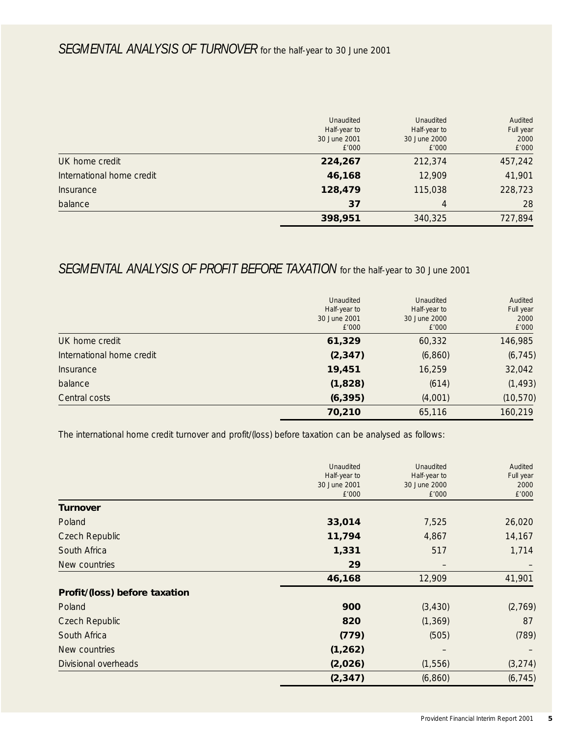## *SEGMENTAL ANALYSIS OF TURNOVER* for the half-year to 30 June 2001

| | Unaudited Half-year to 30 June 2001 £'000 | Unaudited Half-year to 30 June 2000 £'000 | Audited Full year 2000 £'000 |
|---|---|---|---|
| UK home credit | **224,267** | 212,374 | 457,242 |
| International home credit | **46,168** | 12,909 | 41,901 |
| Insurance | **128,479** | 115,038 | 228,723 |
| balance | **37** | 4 | 28 |
| | **398,951** | 340,325 | 727,894 |

## *SEGMENTAL ANALYSIS OF PROFIT BEFORE TAXATION* for the half-year to 30 June 2001

| | Unaudited Half-year to 30 June 2001 £'000 | Unaudited Half-year to 30 June 2000 £'000 | Audited Full year 2000 £'000 |
|---|---|---|---|
| UK home credit | **61,329** | 60,332 | 146,985 |
| International home credit | **(2,347)** | (6,860) | (6,745) |
| Insurance | **19,451** | 16,259 | 32,042 |
| balance | **(1,828)** | (614) | (1,493) |
| Central costs | **(6,395)** | (4,001) | (10,570) |
| | **70,210** | 65,116 | 160,219 |

The international home credit turnover and profit/(loss) before taxation can be analysed as follows:

| | Unaudited Half-year to 30 June 2001 £'000 | Unaudited Half-year to 30 June 2000 £'000 | Audited Full year 2000 £'000 |
|---|---|---|---|
| **Turnover** | | | |
| Poland | **33,014** | 7,525 | 26,020 |
| Czech Republic | **11,794** | 4,867 | 14,167 |
| South Africa | **1,331** | 517 | 1,714 |
| New countries | **29** | – | – |
| | **46,168** | 12,909 | 41,901 |
| **Profit/(loss) before taxation** | | | |
| Poland | **900** | (3,430) | (2,769) |
| Czech Republic | **820** | (1,369) | 87 |
| South Africa | **(779)** | (505) | (789) |
| New countries | **(1,262)** | – | – |
| Divisional overheads | **(2,026)** | (1,556) | (3,274) |
| | **(2,347)** | (6,860) | (6,745) |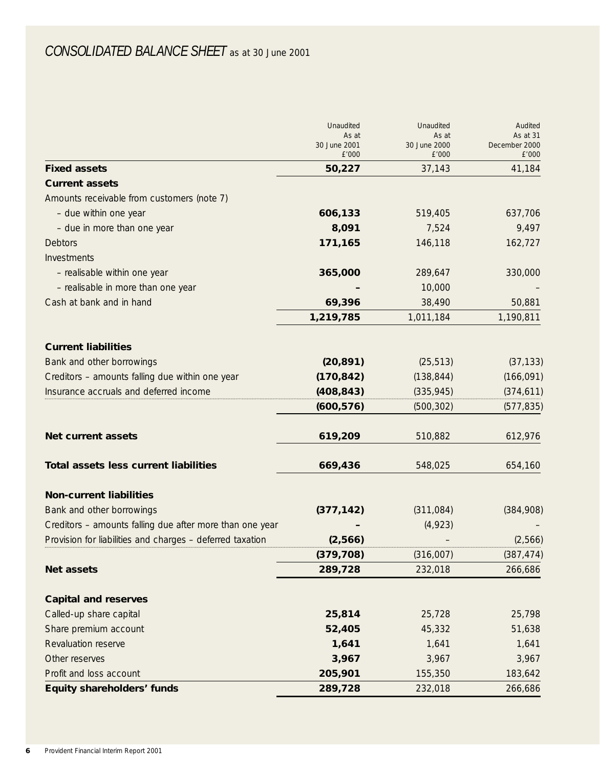# *CONSOLIDATED BALANCE SHEET* as at 30 June 2001

| | Unaudited As at 30 June 2001 £'000 | Unaudited As at 30 June 2000 £'000 | Audited As at 31 December 2000 £'000 |
|---|---|---|---|
| **Fixed assets** | **50,227** | 37,143 | 41,184 |
| **Current assets** | | | |
| Amounts receivable from customers (note 7) | | | |
| – due within one year | **606,133** | 519,405 | 637,706 |
| – due in more than one year | **8,091** | 7,524 | 9,497 |
| Debtors | **171,165** | 146,118 | 162,727 |
| Investments | | | |
| – realisable within one year | **365,000** | 289,647 | 330,000 |
| – realisable in more than one year | **–** | 10,000 | – |
| Cash at bank and in hand | **69,396** | 38,490 | 50,881 |
| | **1,219,785** | 1,011,184 | 1,190,811 |
| **Current liabilities** | | | |
| Bank and other borrowings | **(20,891)** | (25,513) | (37,133) |
| Creditors – amounts falling due within one year | **(170,842)** | (138,844) | (166,091) |
| Insurance accruals and deferred income | **(408,843)** | (335,945) | (374,611) |
| | **(600,576)** | (500,302) | (577,835) |
| **Net current assets** | **619,209** | 510,882 | 612,976 |
| **Total assets less current liabilities** | **669,436** | 548,025 | 654,160 |
| **Non-current liabilities** | | | |
| Bank and other borrowings | **(377,142)** | (311,084) | (384,908) |
| Creditors – amounts falling due after more than one year | **–** | (4,923) | – |
| Provision for liabilities and charges – deferred taxation | **(2,566)** | – | (2,566) |
| | **(379,708)** | (316,007) | (387,474) |
| **Net assets** | **289,728** | 232,018 | 266,686 |
| **Capital and reserves** | | | |
| Called-up share capital | **25,814** | 25,728 | 25,798 |
| Share premium account | **52,405** | 45,332 | 51,638 |
| Revaluation reserve | **1,641** | 1,641 | 1,641 |
| Other reserves | **3,967** | 3,967 | 3,967 |
| Profit and loss account | **205,901** | 155,350 | 183,642 |
| **Equity shareholders' funds** | **289,728** | 232,018 | 266,686 |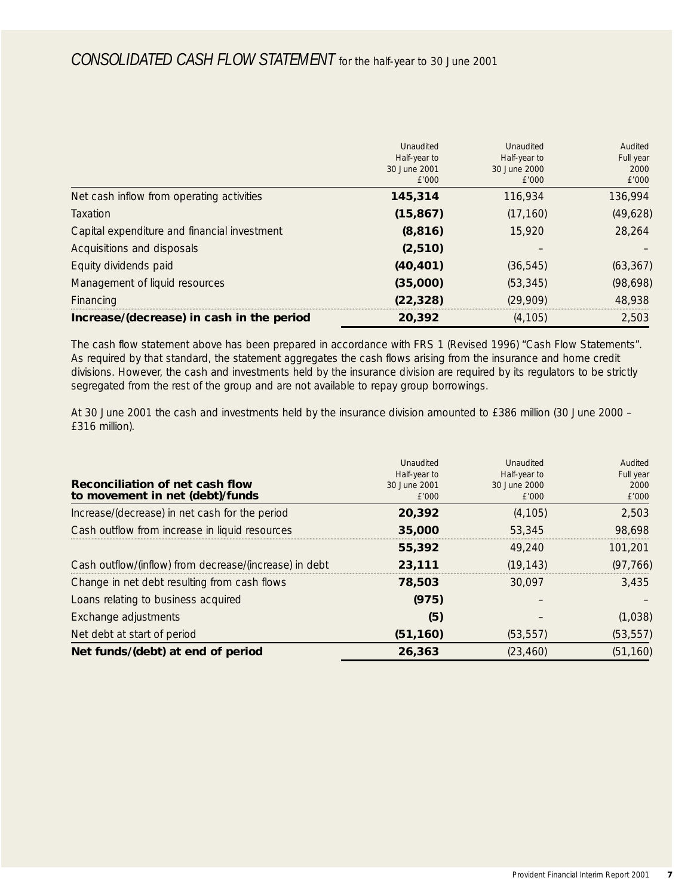# *CONSOLIDATED CASH FLOW STATEMENT* for the half-year to 30 June 2001

| | Unaudited Half-year to 30 June 2001 £'000 | Unaudited Half-year to 30 June 2000 £'000 | Audited Full year 2000 £'000 |
|---|---|---|---|
| Net cash inflow from operating activities | **145,314** | 116,934 | 136,994 |
| Taxation | **(15,867)** | (17,160) | (49,628) |
| Capital expenditure and financial investment | **(8,816)** | 15,920 | 28,264 |
| Acquisitions and disposals | **(2,510)** | – | – |
| Equity dividends paid | **(40,401)** | (36,545) | (63,367) |
| Management of liquid resources | **(35,000)** | (53,345) | (98,698) |
| Financing | **(22,328)** | (29,909) | 48,938 |
| **Increase/(decrease) in cash in the period** | **20,392** | (4,105) | 2,503 |

The cash flow statement above has been prepared in accordance with FRS 1 (Revised 1996) "Cash Flow Statements". As required by that standard, the statement aggregates the cash flows arising from the insurance and home credit divisions. However, the cash and investments held by the insurance division are required by its regulators to be strictly segregated from the rest of the group and are not available to repay group borrowings.

At 30 June 2001 the cash and investments held by the insurance division amounted to £386 million (30 June 2000 – £316 million).

| **Reconciliation of net cash flow to movement in net (debt)/funds** | Unaudited Half-year to 30 June 2001 £'000 | Unaudited Half-year to 30 June 2000 £'000 | Audited Full year 2000 £'000 |
|---|---|---|---|
| Increase/(decrease) in net cash for the period | **20,392** | (4,105) | 2,503 |
| Cash outflow from increase in liquid resources | **35,000** | 53,345 | 98,698 |
| | **55,392** | 49,240 | 101,201 |
| Cash outflow/(inflow) from decrease/(increase) in debt | **23,111** | (19,143) | (97,766) |
| Change in net debt resulting from cash flows | **78,503** | 30,097 | 3,435 |
| Loans relating to business acquired | **(975)** | – | – |
| Exchange adjustments | **(5)** | – | (1,038) |
| Net debt at start of period | **(51,160)** | (53,557) | (53,557) |
| **Net funds/(debt) at end of period** | **26,363** | (23,460) | (51,160) |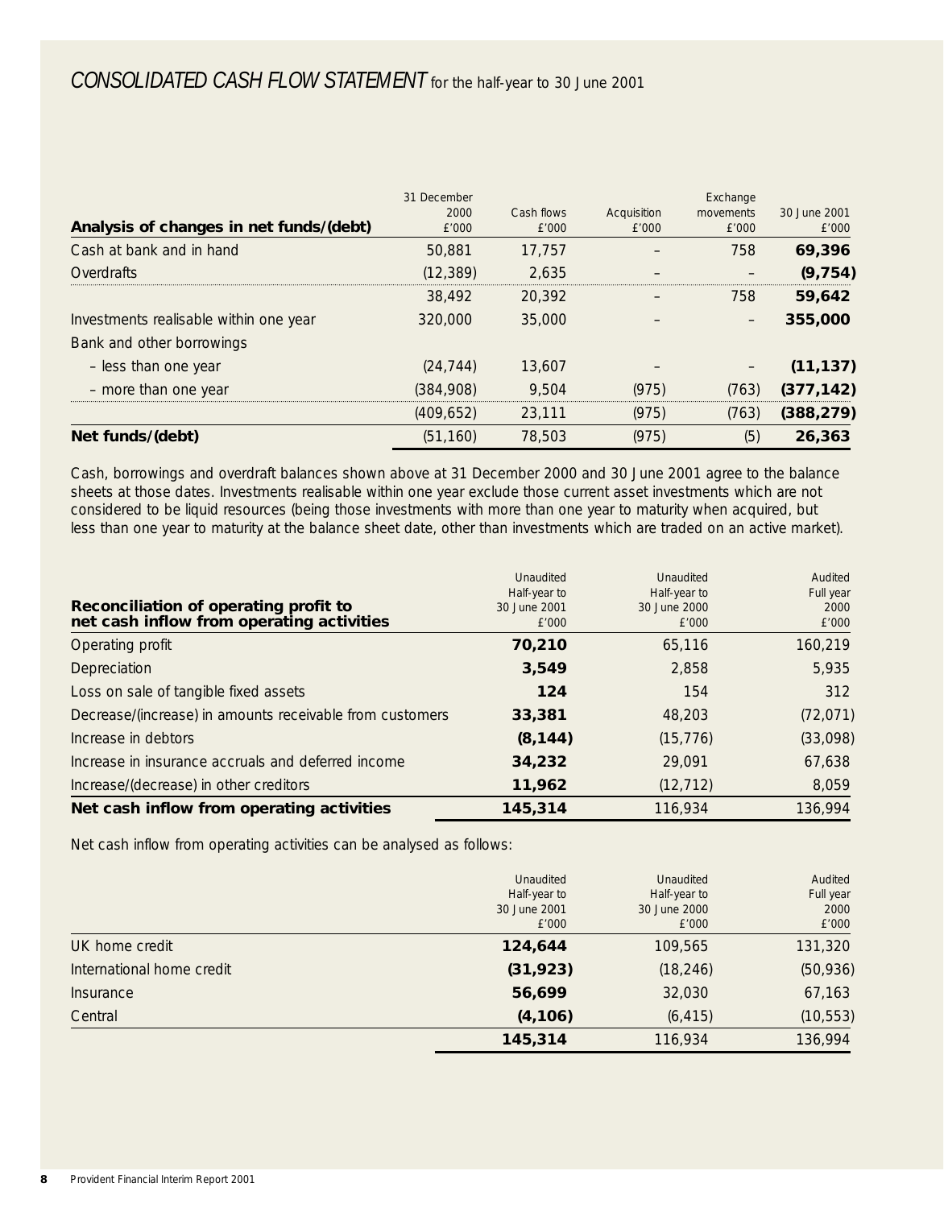# *CONSOLIDATED CASH FLOW STATEMENT* for the half-year to 30 June 2001

| **Analysis of changes in net funds/(debt)** | 31 December 2000 £'000 | Cash flows £'000 | Acquisition £'000 | Exchange movements £'000 | 30 June 2001 £'000 |
|---|---|---|---|---|---|
| Cash at bank and in hand | 50,881 | 17,757 | – | 758 | **69,396** |
| Overdrafts | (12,389) | 2,635 | – | – | **(9,754)** |
| | 38,492 | 20,392 | – | 758 | **59,642** |
| Investments realisable within one year | 320,000 | 35,000 | – | – | **355,000** |
| Bank and other borrowings | | | | | |
| – less than one year | (24,744) | 13,607 | – | – | **(11,137)** |
| – more than one year | (384,908) | 9,504 | (975) | (763) | **(377,142)** |
| | (409,652) | 23,111 | (975) | (763) | **(388,279)** |
| **Net funds/(debt)** | (51,160) | 78,503 | (975) | (5) | **26,363** |

Cash, borrowings and overdraft balances shown above at 31 December 2000 and 30 June 2001 agree to the balance sheets at those dates. Investments realisable within one year exclude those current asset investments which are not considered to be liquid resources (being those investments with more than one year to maturity when acquired, but less than one year to maturity at the balance sheet date, other than investments which are traded on an active market).

| **Reconciliation of operating profit to net cash inflow from operating activities** | Unaudited Half-year to 30 June 2001 £'000 | Unaudited Half-year to 30 June 2000 £'000 | Audited Full year 2000 £'000 |
|---|---|---|---|
| Operating profit | **70,210** | 65,116 | 160,219 |
| Depreciation | **3,549** | 2,858 | 5,935 |
| Loss on sale of tangible fixed assets | **124** | 154 | 312 |
| Decrease/(increase) in amounts receivable from customers | **33,381** | 48,203 | (72,071) |
| Increase in debtors | **(8,144)** | (15,776) | (33,098) |
| Increase in insurance accruals and deferred income | **34,232** | 29,091 | 67,638 |
| Increase/(decrease) in other creditors | **11,962** | (12,712) | 8,059 |
| **Net cash inflow from operating activities** | **145,314** | 116,934 | 136,994 |

Net cash inflow from operating activities can be analysed as follows:

| | Unaudited Half-year to 30 June 2001 £'000 | Unaudited Half-year to 30 June 2000 £'000 | Audited Full year 2000 £'000 |
|---|---|---|---|
| UK home credit | **124,644** | 109,565 | 131,320 |
| International home credit | **(31,923)** | (18,246) | (50,936) |
| Insurance | **56,699** | 32,030 | 67,163 |
| Central | **(4,106)** | (6,415) | (10,553) |
| | **145,314** | 116,934 | 136,994 |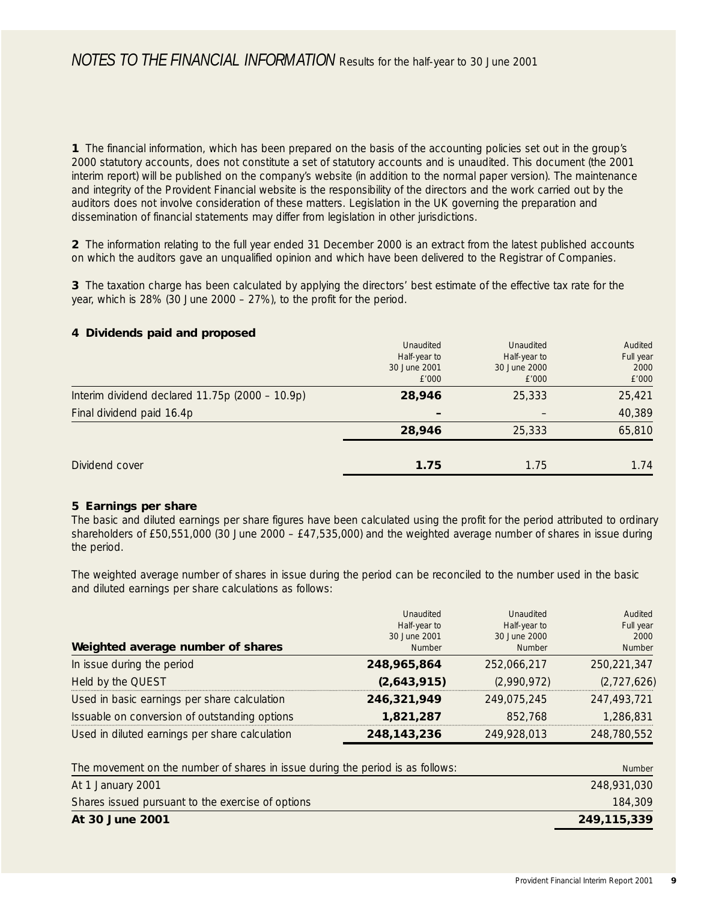# *NOTES TO THE FINANCIAL INFORMATION* Results for the half-year to 30 June 2001

**1** The financial information, which has been prepared on the basis of the accounting policies set out in the group's 2000 statutory accounts, does not constitute a set of statutory accounts and is unaudited. This document (the 2001 interim report) will be published on the company's website (in addition to the normal paper version). The maintenance and integrity of the Provident Financial website is the responsibility of the directors and the work carried out by the auditors does not involve consideration of these matters. Legislation in the UK governing the preparation and dissemination of financial statements may differ from legislation in other jurisdictions.

**2** The information relating to the full year ended 31 December 2000 is an extract from the latest published accounts on which the auditors gave an unqualified opinion and which have been delivered to the Registrar of Companies.

**3** The taxation charge has been calculated by applying the directors' best estimate of the effective tax rate for the year, which is 28% (30 June 2000 – 27%), to the profit for the period.

**4 Dividends paid and proposed**

| | Unaudited Half-year to 30 June 2001 £'000 | Unaudited Half-year to 30 June 2000 £'000 | Audited Full year 2000 £'000 |
|---|---|---|---|
| Interim dividend declared 11.75p (2000 – 10.9p) | **28,946** | 25,333 | 25,421 |
| Final dividend paid 16.4p | **–** | – | 40,389 |
| | **28,946** | 25,333 | 65,810 |
| Dividend cover | **1.75** | 1.75 | 1.74 |

**5 Earnings per share**

The basic and diluted earnings per share figures have been calculated using the profit for the period attributed to ordinary shareholders of £50,551,000 (30 June 2000 – £47,535,000) and the weighted average number of shares in issue during the period.

The weighted average number of shares in issue during the period can be reconciled to the number used in the basic and diluted earnings per share calculations as follows:

| **Weighted average number of shares** | Unaudited Half-year to 30 June 2001 Number | Unaudited Half-year to 30 June 2000 Number | Audited Full year 2000 Number |
|---|---|---|---|
| In issue during the period | **248,965,864** | 252,066,217 | 250,221,347 |
| Held by the QUEST | **(2,643,915)** | (2,990,972) | (2,727,626) |
| Used in basic earnings per share calculation | **246,321,949** | 249,075,245 | 247,493,721 |
| Issuable on conversion of outstanding options | **1,821,287** | 852,768 | 1,286,831 |
| Used in diluted earnings per share calculation | **248,143,236** | 249,928,013 | 248,780,552 |

| The movement on the number of shares in issue during the period is as follows: | Number |
|---|---|
| At 1 January 2001 | 248,931,030 |
| Shares issued pursuant to the exercise of options | 184,309 |
| **At 30 June 2001** | **249,115,339** |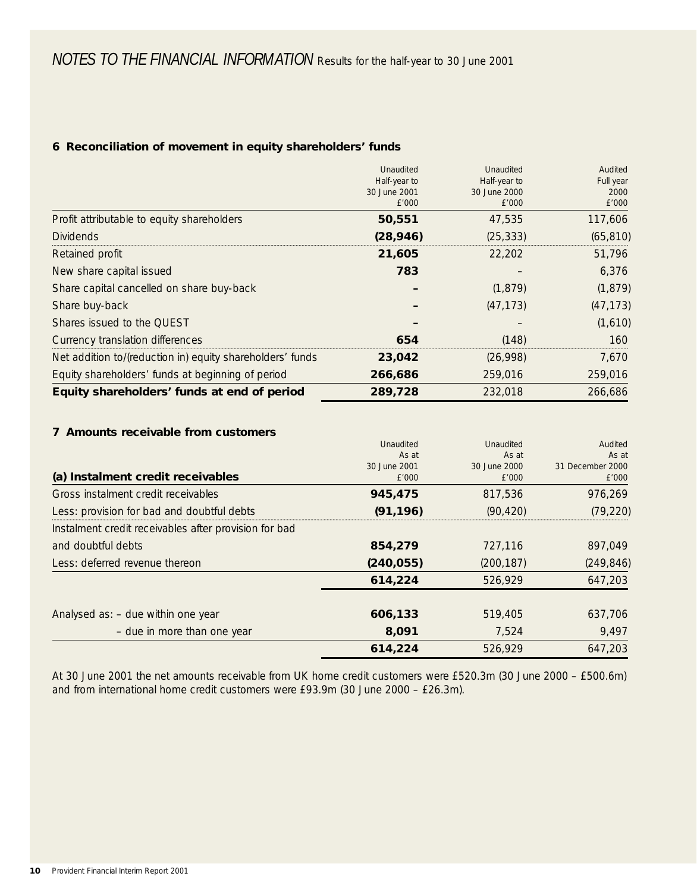# *NOTES TO THE FINANCIAL INFORMATION* Results for the half-year to 30 June 2001

### 6 Reconciliation of movement in equity shareholders' funds

| | Unaudited Half-year to 30 June 2001 £'000 | Unaudited Half-year to 30 June 2000 £'000 | Audited Full year 2000 £'000 |
|---|---|---|---|
| Profit attributable to equity shareholders | **50,551** | 47,535 | 117,606 |
| Dividends | **(28,946)** | (25,333) | (65,810) |
| Retained profit | **21,605** | 22,202 | 51,796 |
| New share capital issued | **783** | – | 6,376 |
| Share capital cancelled on share buy-back | **–** | (1,879) | (1,879) |
| Share buy-back | **–** | (47,173) | (47,173) |
| Shares issued to the QUEST | **–** | – | (1,610) |
| Currency translation differences | **654** | (148) | 160 |
| Net addition to/(reduction in) equity shareholders' funds | **23,042** | (26,998) | 7,670 |
| Equity shareholders' funds at beginning of period | **266,686** | 259,016 | 259,016 |
| **Equity shareholders' funds at end of period** | **289,728** | 232,018 | 266,686 |

### 7 Amounts receivable from customers

| **(a) Instalment credit receivables** | Unaudited As at 30 June 2001 £'000 | Unaudited As at 30 June 2000 £'000 | Audited As at 31 December 2000 £'000 |
|---|---|---|---|
| Gross instalment credit receivables | **945,475** | 817,536 | 976,269 |
| Less: provision for bad and doubtful debts | **(91,196)** | (90,420) | (79,220) |
| Instalment credit receivables after provision for bad and doubtful debts | **854,279** | 727,116 | 897,049 |
| Less: deferred revenue thereon | **(240,055)** | (200,187) | (249,846) |
| | **614,224** | 526,929 | 647,203 |
| Analysed as: – due within one year | **606,133** | 519,405 | 637,706 |
| – due in more than one year | **8,091** | 7,524 | 9,497 |
| | **614,224** | 526,929 | 647,203 |

At 30 June 2001 the net amounts receivable from UK home credit customers were £520.3m (30 June 2000 – £500.6m) and from international home credit customers were £93.9m (30 June 2000 – £26.3m).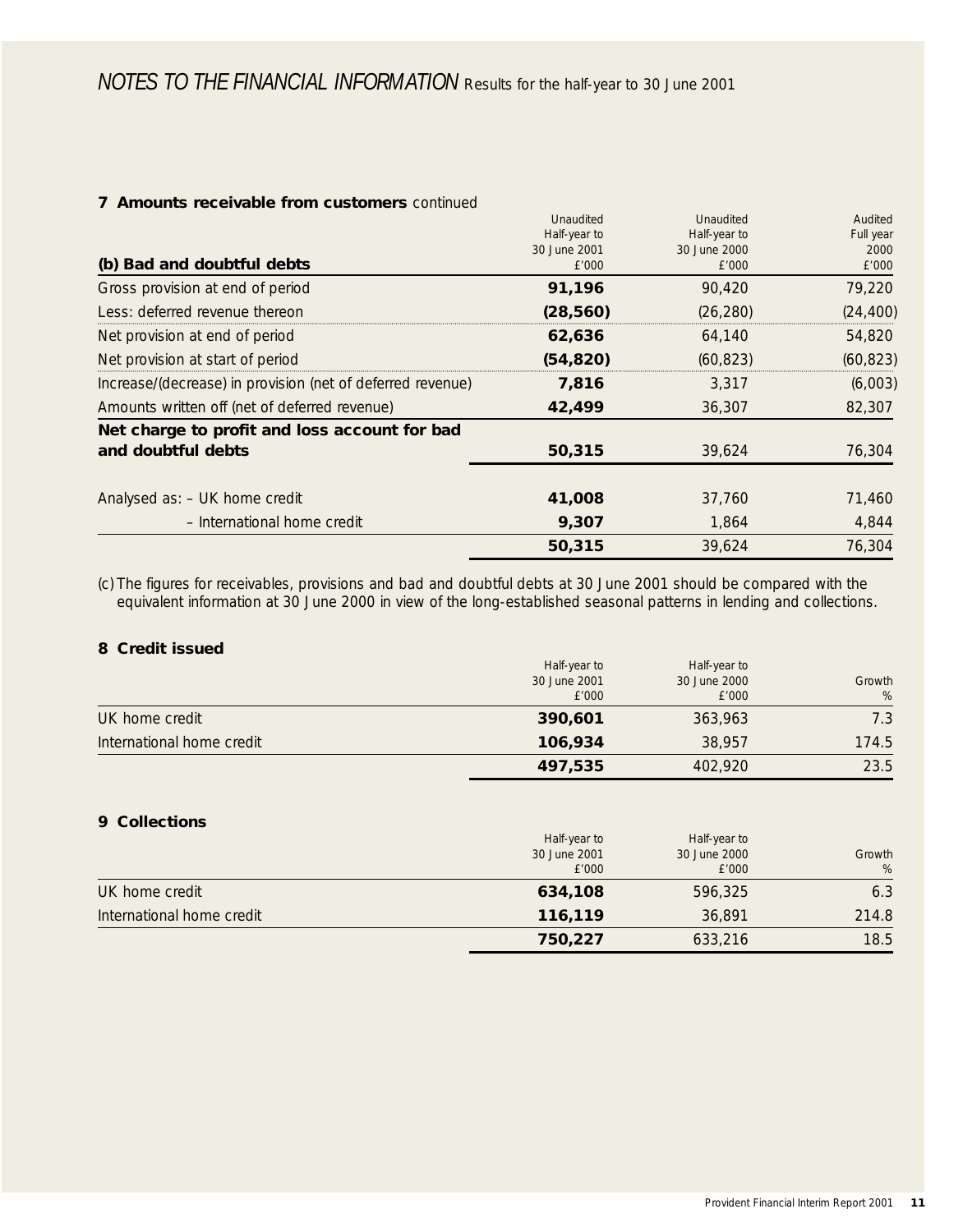# *NOTES TO THE FINANCIAL INFORMATION* Results for the half-year to 30 June 2001

## 7 Amounts receivable from customers continued

| (b) Bad and doubtful debts | Unaudited Half-year to 30 June 2001 £'000 | Unaudited Half-year to 30 June 2000 £'000 | Audited Full year 2000 £'000 |
|---|---|---|---|
| Gross provision at end of period | **91,196** | 90,420 | 79,220 |
| Less: deferred revenue thereon | **(28,560)** | (26,280) | (24,400) |
| Net provision at end of period | **62,636** | 64,140 | 54,820 |
| Net provision at start of period | **(54,820)** | (60,823) | (60,823) |
| Increase/(decrease) in provision (net of deferred revenue) | **7,816** | 3,317 | (6,003) |
| Amounts written off (net of deferred revenue) | **42,499** | 36,307 | 82,307 |
| **Net charge to profit and loss account for bad and doubtful debts** | **50,315** | 39,624 | 76,304 |
| Analysed as: – UK home credit | **41,008** | 37,760 | 71,460 |
| – International home credit | **9,307** | 1,864 | 4,844 |
| | **50,315** | 39,624 | 76,304 |

(c) The figures for receivables, provisions and bad and doubtful debts at 30 June 2001 should be compared with the equivalent information at 30 June 2000 in view of the long-established seasonal patterns in lending and collections.

## 8 Credit issued

| | Half-year to 30 June 2001 £'000 | Half-year to 30 June 2000 £'000 | Growth % |
|---|---|---|---|
| UK home credit | **390,601** | 363,963 | 7.3 |
| International home credit | **106,934** | 38,957 | 174.5 |
| | **497,535** | 402,920 | 23.5 |

## 9 Collections

| | Half-year to 30 June 2001 £'000 | Half-year to 30 June 2000 £'000 | Growth % |
|---|---|---|---|
| UK home credit | **634,108** | 596,325 | 6.3 |
| International home credit | **116,119** | 36,891 | 214.8 |
| | **750,227** | 633,216 | 18.5 |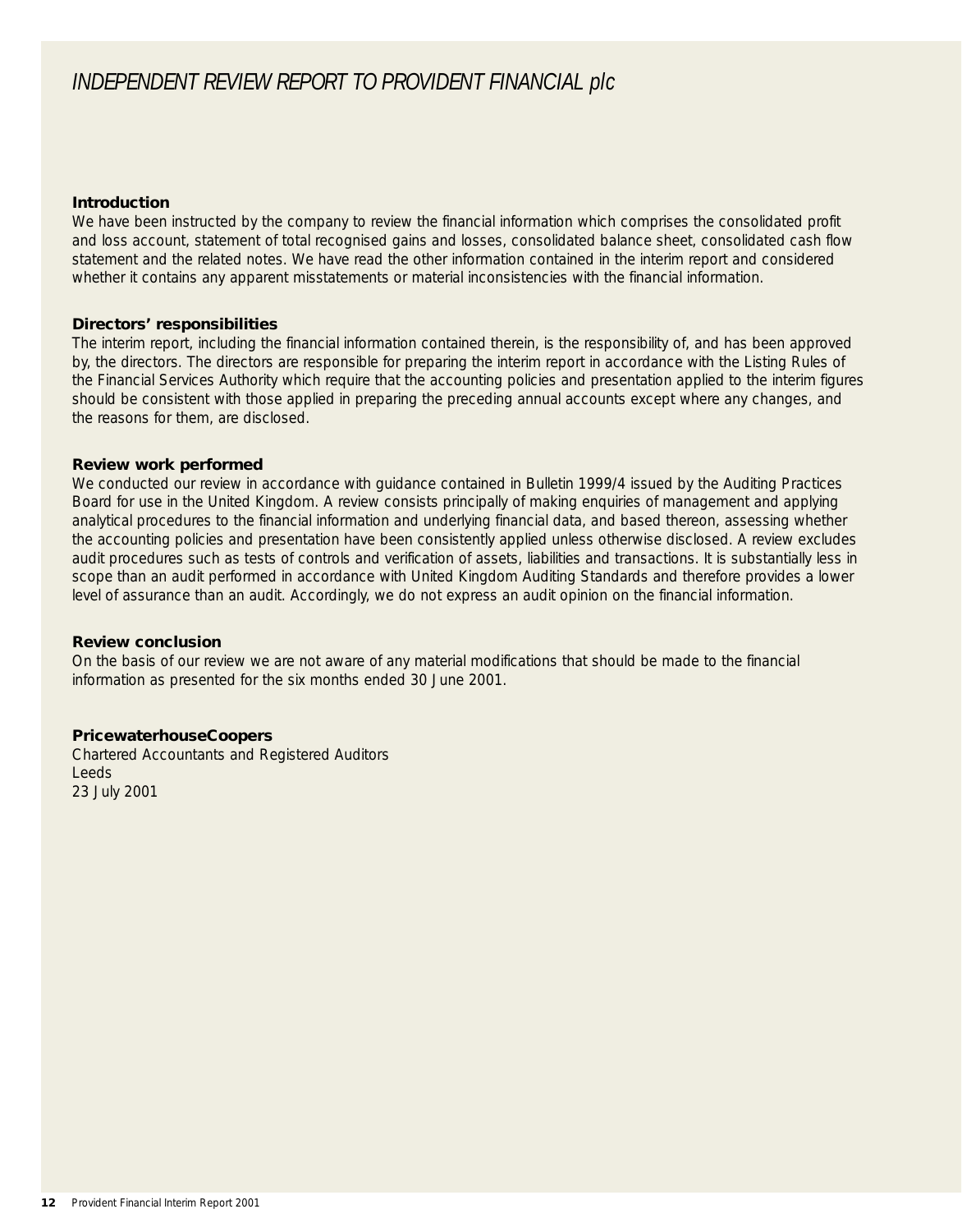# *INDEPENDENT REVIEW REPORT TO PROVIDENT FINANCIAL plc*

**Introduction**

We have been instructed by the company to review the financial information which comprises the consolidated profit and loss account, statement of total recognised gains and losses, consolidated balance sheet, consolidated cash flow statement and the related notes. We have read the other information contained in the interim report and considered whether it contains any apparent misstatements or material inconsistencies with the financial information.

**Directors' responsibilities**

The interim report, including the financial information contained therein, is the responsibility of, and has been approved by, the directors. The directors are responsible for preparing the interim report in accordance with the Listing Rules of the Financial Services Authority which require that the accounting policies and presentation applied to the interim figures should be consistent with those applied in preparing the preceding annual accounts except where any changes, and the reasons for them, are disclosed.

**Review work performed**

We conducted our review in accordance with guidance contained in Bulletin 1999/4 issued by the Auditing Practices Board for use in the United Kingdom. A review consists principally of making enquiries of management and applying analytical procedures to the financial information and underlying financial data, and based thereon, assessing whether the accounting policies and presentation have been consistently applied unless otherwise disclosed. A review excludes audit procedures such as tests of controls and verification of assets, liabilities and transactions. It is substantially less in scope than an audit performed in accordance with United Kingdom Auditing Standards and therefore provides a lower level of assurance than an audit. Accordingly, we do not express an audit opinion on the financial information.

**Review conclusion**

On the basis of our review we are not aware of any material modifications that should be made to the financial information as presented for the six months ended 30 June 2001.

**PricewaterhouseCoopers**
Chartered Accountants and Registered Auditors
Leeds
23 July 2001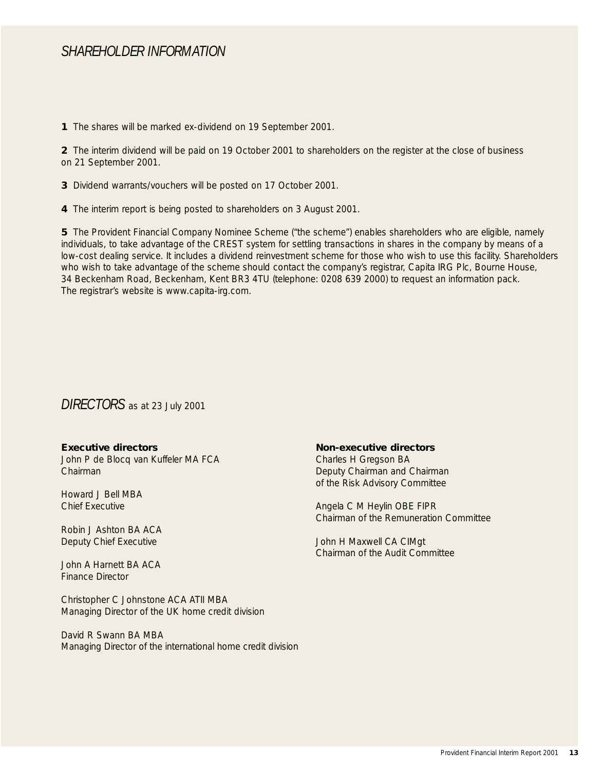# *SHAREHOLDER INFORMATION*

**1** The shares will be marked ex-dividend on 19 September 2001.

**2** The interim dividend will be paid on 19 October 2001 to shareholders on the register at the close of business on 21 September 2001.

**3** Dividend warrants/vouchers will be posted on 17 October 2001.

**4** The interim report is being posted to shareholders on 3 August 2001.

**5** The Provident Financial Company Nominee Scheme ("the scheme") enables shareholders who are eligible, namely individuals, to take advantage of the CREST system for settling transactions in shares in the company by means of a low-cost dealing service. It includes a dividend reinvestment scheme for those who wish to use this facility. Shareholders who wish to take advantage of the scheme should contact the company's registrar, Capita IRG Plc, Bourne House, 34 Beckenham Road, Beckenham, Kent BR3 4TU (telephone: 0208 639 2000) to request an information pack. The registrar's website is www.capita-irg.com.

# *DIRECTORS* as at 23 July 2001

**Executive directors**

John P de Blocq van Kuffeler MA FCA
Chairman

Howard J Bell MBA
Chief Executive

Robin J Ashton BA ACA
Deputy Chief Executive

John A Harnett BA ACA
Finance Director

Christopher C Johnstone ACA ATII MBA
Managing Director of the UK home credit division

David R Swann BA MBA
Managing Director of the international home credit division

**Non-executive directors**

Charles H Gregson BA
Deputy Chairman and Chairman of the Risk Advisory Committee

Angela C M Heylin OBE FIPR
Chairman of the Remuneration Committee

John H Maxwell CA CIMgt
Chairman of the Audit Committee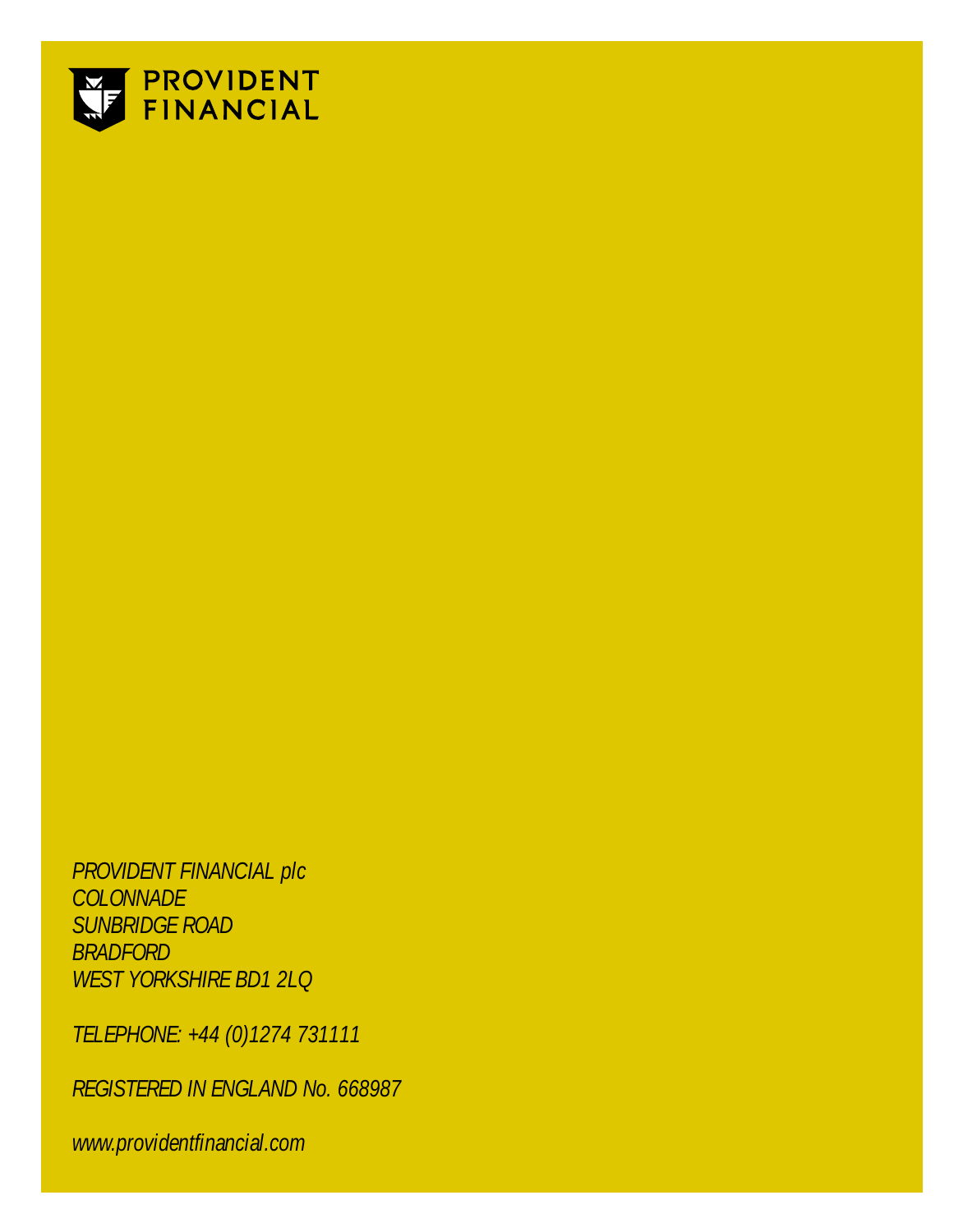PROVIDENT FINANCIAL

*PROVIDENT FINANCIAL plc*
*COLONNADE*
*SUNBRIDGE ROAD*
*BRADFORD*
*WEST YORKSHIRE BD1 2LQ*

*TELEPHONE: +44 (0)1274 731111*

*REGISTERED IN ENGLAND No. 668987*

*www.providentfinancial.com*